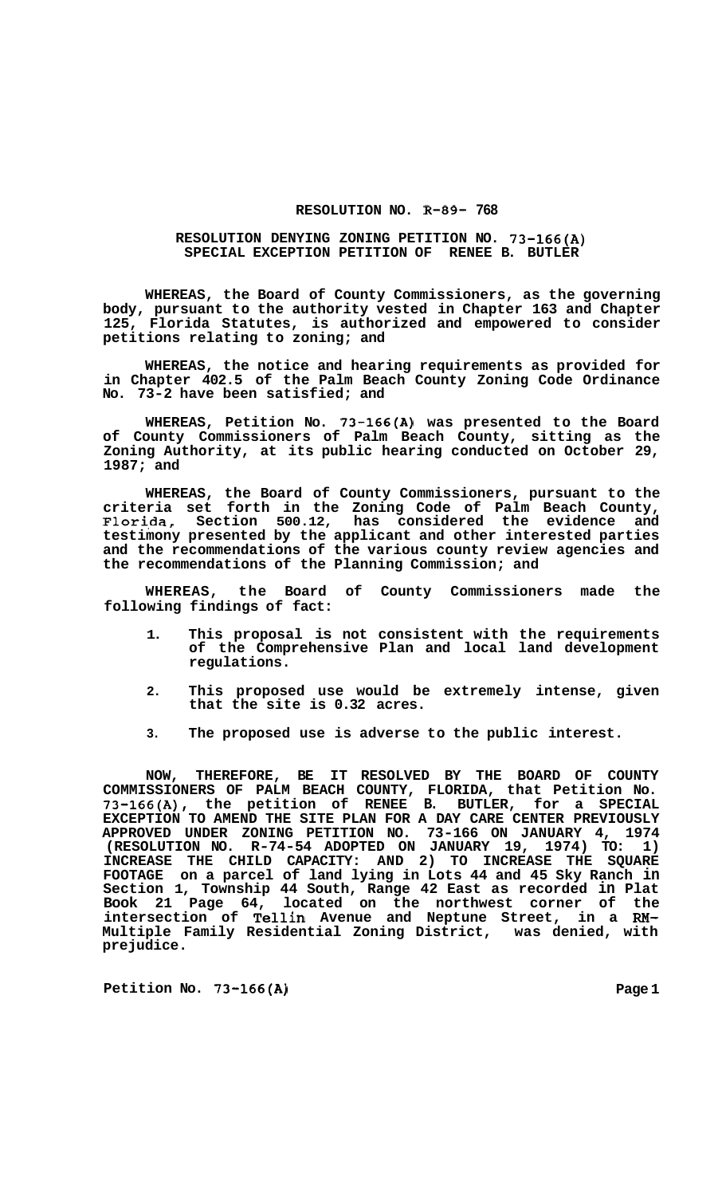**RESOLUTION NO. R-89- 768**

**RESOLUTION DENYING ZONING PETITION NO. 73-166(A) SPECIAL EXCEPTION PETITION OF RENEE B. BUTLER**

**WHEREAS, the Board of County Commissioners, as the governing body, pursuant to the authority vested in Chapter 163 and Chapter 125, Florida Statutes, is authorized and empowered to consider petitions relating to zoning; and**

**WHEREAS, the notice and hearing requirements as provided for in Chapter 402.5 of the Palm Beach County Zoning Code Ordinance No. 73-2 have been satisfied; and**

**WHEREAS, Petition No. 73-166(A) was presented to the Board of County Commissioners of Palm Beach County, sitting as the Zoning Authority, at its public hearing conducted on October 29, 1987; and**

**WHEREAS, the Board of County Commissioners, pursuant to the criteria set forth in the Zoning Code of Palm Beach County, Florida, Section 500.12, has considered the evidence and testimony presented by the applicant and other interested parties and the recommendations of the various county review agencies and the recommendations of the Planning Commission; and**

**WHEREAS, the Board of County Commissioners made the following findings of fact:**

1. **This proposal is not consistent with the requirements of the Comprehensive Plan and local land development regulations.**
2. **This proposed use would be extremely intense, given that the site is 0.32 acres.**
3. **The proposed use is adverse to the public interest.**

**NOW, THEREFORE, BE IT RESOLVED BY THE BOARD OF COUNTY COMMISSIONERS OF PALM BEACH COUNTY, FLORIDA, that Petition No. 73-166(A), the petition of RENEE B. BUTLER, for a SPECIAL EXCEPTION TO AMEND THE SITE PLAN FOR A DAY CARE CENTER PREVIOUSLY APPROVED UNDER ZONING PETITION NO. 73-166 ON JANUARY 4, 1974 (RESOLUTION NO. R-74-54 ADOPTED ON JANUARY 19, 1974) TO: 1) INCREASE THE CHILD CAPACITY: AND 2) TO INCREASE THE SQUARE FOOTAGE on a parcel of land lying in Lots 44 and 45 Sky Ranch in Section 1, Township 44 South, Range 42 East as recorded in Plat Book 21 Page 64, located on the northwest corner of the intersection of Tellin Avenue and Neptune Street, in a RM-Multiple Family Residential Zoning District, was denied, with prejudice.**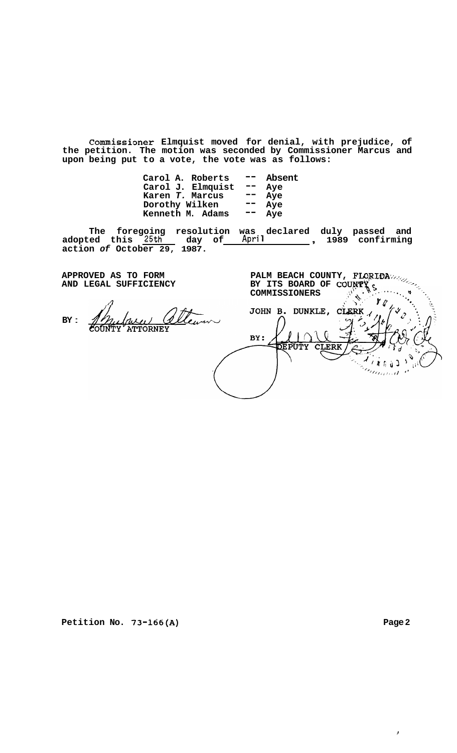Commissioner Elmquist moved for denial, with prejudice, of the petition. The motion was seconded by Commissioner Marcus and upon being put to a vote, the vote was as follows:

| | | |
|---|---|---|
| Carol A. Roberts | -- | Absent |
| Carol J. Elmquist | -- | Aye |
| Karen T. Marcus | -- | Aye |
| Dorothy Wilken | -- | Aye |
| Kenneth M. Adams | -- | Aye |

The foregoing resolution was declared duly passed and adopted this 25th day of April, 1989 confirming action of October 29, 1987.

APPROVED AS TO FORM
AND LEGAL SUFFICIENCY

BY: COUNTY ATTORNEY

PALM BEACH COUNTY, FLORIDA
BY ITS BOARD OF COUNTY
COMMISSIONERS

JOHN B. DUNKLE, CLERK

BY: DEPUTY CLERK

Petition No. 73-166(A)